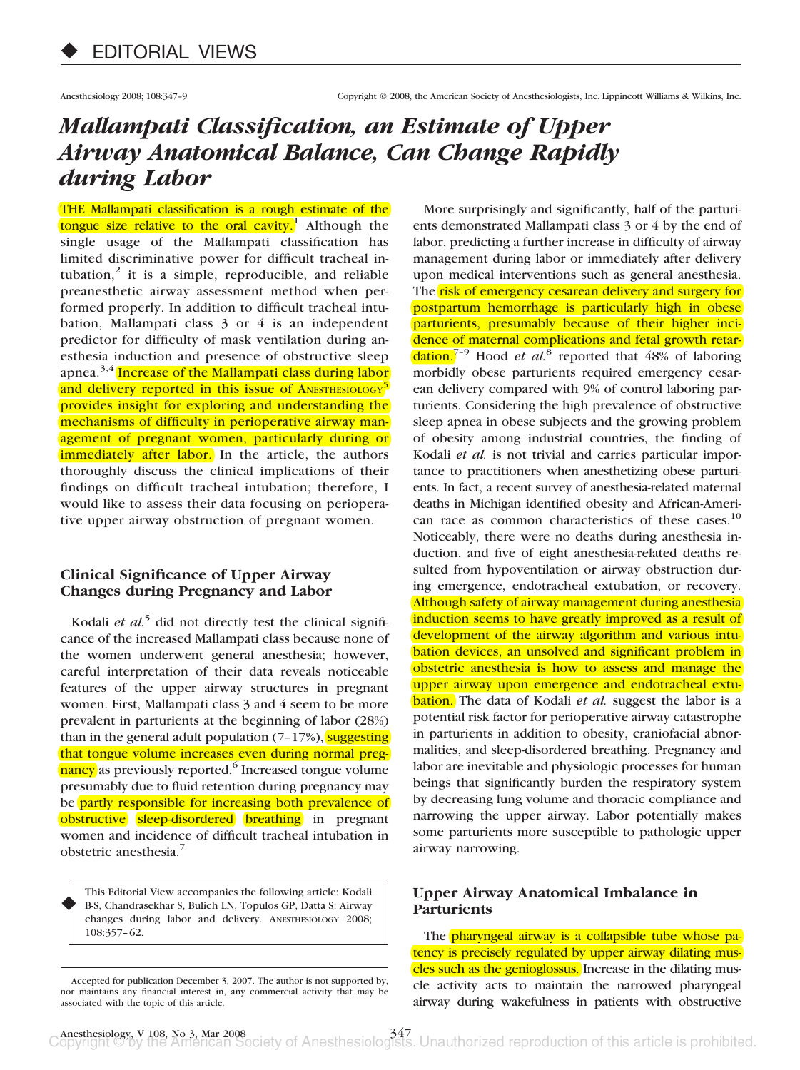## EDITORIAL VIEWS

# *Mallampati Classification, an Estimate of Upper Airway Anatomical Balance, Can Change Rapidly during Labor*

THE Mallampati classification is a rough estimate of the tongue size relative to the oral cavity.[1] Although the single usage of the Mallampati classification has limited discriminative power for difficult tracheal intubation,[2] it is a simple, reproducible, and reliable preanesthetic airway assessment method when performed properly. In addition to difficult tracheal intubation, Mallampati class 3 or 4 is an independent predictor for difficulty of mask ventilation during anesthesia induction and presence of obstructive sleep apnea.[3,4] Increase of the Mallampati class during labor and delivery reported in this issue of ANESTHESIOLOGY[5] provides insight for exploring and understanding the mechanisms of difficulty in perioperative airway management of pregnant women, particularly during or immediately after labor. In the article, the authors thoroughly discuss the clinical implications of their findings on difficult tracheal intubation; therefore, I would like to assess their data focusing on perioperative upper airway obstruction of pregnant women.

### Clinical Significance of Upper Airway Changes during Pregnancy and Labor

Kodali *et al.*[5] did not directly test the clinical significance of the increased Mallampati class because none of the women underwent general anesthesia; however, careful interpretation of their data reveals noticeable features of the upper airway structures in pregnant women. First, Mallampati class 3 and 4 seem to be more prevalent in parturients at the beginning of labor (28%) than in the general adult population (7–17%), suggesting that tongue volume increases even during normal pregnancy as previously reported.[6] Increased tongue volume presumably due to fluid retention during pregnancy may be partly responsible for increasing both prevalence of obstructive sleep-disordered breathing in pregnant women and incidence of difficult tracheal intubation in obstetric anesthesia.[7]

> This Editorial View accompanies the following article: Kodali B-S, Chandrasekhar S, Bulich LN, Topulos GP, Datta S: Airway changes during labor and delivery. ANESTHESIOLOGY 2008; 108:357–62.

Accepted for publication December 3, 2007. The author is not supported by, nor maintains any financial interest in, any commercial activity that may be associated with the topic of this article.

More surprisingly and significantly, half of the parturients demonstrated Mallampati class 3 or 4 by the end of labor, predicting a further increase in difficulty of airway management during labor or immediately after delivery upon medical interventions such as general anesthesia. The risk of emergency cesarean delivery and surgery for postpartum hemorrhage is particularly high in obese parturients, presumably because of their higher incidence of maternal complications and fetal growth retardation.[7–9] Hood *et al.*[8] reported that 48% of laboring morbidly obese parturients required emergency cesarean delivery compared with 9% of control laboring parturients. Considering the high prevalence of obstructive sleep apnea in obese subjects and the growing problem of obesity among industrial countries, the finding of Kodali *et al.* is not trivial and carries particular importance to practitioners when anesthetizing obese parturients. In fact, a recent survey of anesthesia-related maternal deaths in Michigan identified obesity and African-American race as common characteristics of these cases.[10] Noticeably, there were no deaths during anesthesia induction, and five of eight anesthesia-related deaths resulted from hypoventilation or airway obstruction during emergence, endotracheal extubation, or recovery. Although safety of airway management during anesthesia induction seems to have greatly improved as a result of development of the airway algorithm and various intubation devices, an unsolved and significant problem in obstetric anesthesia is how to assess and manage the upper airway upon emergence and endotracheal extubation. The data of Kodali *et al.* suggest the labor is a potential risk factor for perioperative airway catastrophe in parturients in addition to obesity, craniofacial abnormalities, and sleep-disordered breathing. Pregnancy and labor are inevitable and physiologic processes for human beings that significantly burden the respiratory system by decreasing lung volume and thoracic compliance and narrowing the upper airway. Labor potentially makes some parturients more susceptible to pathologic upper airway narrowing.

### Upper Airway Anatomical Imbalance in Parturients

The pharyngeal airway is a collapsible tube whose patency is precisely regulated by upper airway dilating muscles such as the genioglossus. Increase in the dilating muscle activity acts to maintain the narrowed pharyngeal airway during wakefulness in patients with obstructive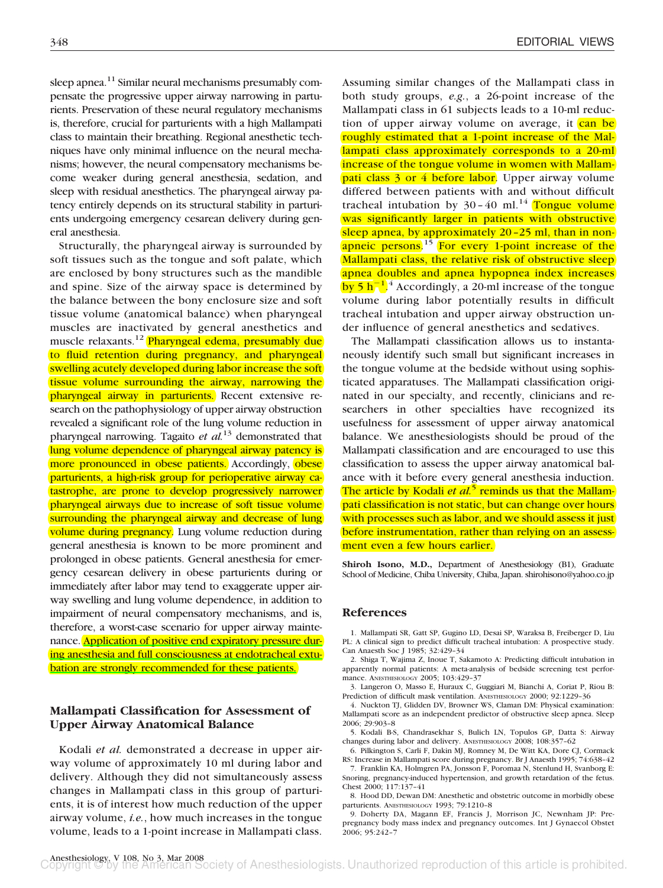sleep apnea.[11] Similar neural mechanisms presumably compensate the progressive upper airway narrowing in parturients. Preservation of these neural regulatory mechanisms is, therefore, crucial for parturients with a high Mallampati class to maintain their breathing. Regional anesthetic techniques have only minimal influence on the neural mechanisms; however, the neural compensatory mechanisms become weaker during general anesthesia, sedation, and sleep with residual anesthetics. The pharyngeal airway patency entirely depends on its structural stability in parturients undergoing emergency cesarean delivery during general anesthesia.

Structurally, the pharyngeal airway is surrounded by soft tissues such as the tongue and soft palate, which are enclosed by bony structures such as the mandible and spine. Size of the airway space is determined by the balance between the bony enclosure size and soft tissue volume (anatomical balance) when pharyngeal muscles are inactivated by general anesthetics and muscle relaxants.[12] Pharyngeal edema, presumably due to fluid retention during pregnancy, and pharyngeal swelling acutely developed during labor increase the soft tissue volume surrounding the airway, narrowing the pharyngeal airway in parturients. Recent extensive research on the pathophysiology of upper airway obstruction revealed a significant role of the lung volume reduction in pharyngeal narrowing. Tagaito *et al.*[13] demonstrated that lung volume dependence of pharyngeal airway patency is more pronounced in obese patients. Accordingly, obese parturients, a high-risk group for perioperative airway catastrophe, are prone to develop progressively narrower pharyngeal airways due to increase of soft tissue volume surrounding the pharyngeal airway and decrease of lung volume during pregnancy. Lung volume reduction during general anesthesia is known to be more prominent and prolonged in obese patients. General anesthesia for emergency cesarean delivery in obese parturients during or immediately after labor may tend to exaggerate upper airway swelling and lung volume dependence, in addition to impairment of neural compensatory mechanisms, and is, therefore, a worst-case scenario for upper airway maintenance. Application of positive end expiratory pressure during anesthesia and full consciousness at endotracheal extubation are strongly recommended for these patients.

## Mallampati Classification for Assessment of Upper Airway Anatomical Balance

Kodali *et al.* demonstrated a decrease in upper airway volume of approximately 10 ml during labor and delivery. Although they did not simultaneously assess changes in Mallampati class in this group of parturients, it is of interest how much reduction of the upper airway volume, *i.e.*, how much increases in the tongue volume, leads to a 1-point increase in Mallampati class. Assuming similar changes of the Mallampati class in both study groups, *e.g.*, a 26-point increase of the Mallampati class in 61 subjects leads to a 10-ml reduction of upper airway volume on average, it can be roughly estimated that a 1-point increase of the Mallampati class approximately corresponds to a 20-ml increase of the tongue volume in women with Mallampati class 3 or 4 before labor. Upper airway volume differed between patients with and without difficult tracheal intubation by 30–40 ml.[14] Tongue volume was significantly larger in patients with obstructive sleep apnea, by approximately 20–25 ml, than in nonapneic persons.[15] For every 1-point increase of the Mallampati class, the relative risk of obstructive sleep apnea doubles and apnea hypopnea index increases by 5 $h^{-1}$.[4] Accordingly, a 20-ml increase of the tongue volume during labor potentially results in difficult tracheal intubation and upper airway obstruction under influence of general anesthetics and sedatives.

The Mallampati classification allows us to instantaneously identify such small but significant increases in the tongue volume at the bedside without using sophisticated apparatuses. The Mallampati classification originated in our specialty, and recently, clinicians and researchers in other specialties have recognized its usefulness for assessment of upper airway anatomical balance. We anesthesiologists should be proud of the Mallampati classification and are encouraged to use this classification to assess the upper airway anatomical balance with it before every general anesthesia induction. The article by Kodali *et al.*[5] reminds us that the Mallampati classification is not static, but can change over hours with processes such as labor, and we should assess it just before instrumentation, rather than relying on an assessment even a few hours earlier.

**Shiroh Isono, M.D.,** Department of Anesthesiology (B1), Graduate School of Medicine, Chiba University, Chiba, Japan. shirohisono@yahoo.co.jp

## References

1. Mallampati SR, Gatt SP, Gugino LD, Desai SP, Waraksa B, Freiberger D, Liu PL: A clinical sign to predict difficult tracheal intubation: A prospective study. Can Anaesth Soc J 1985; 32:429–34
2. Shiga T, Wajima Z, Inoue T, Sakamoto A: Predicting difficult intubation in apparently normal patients: A meta-analysis of bedside screening test performance. Anesthesiology 2005; 103:429–37
3. Langeron O, Masso E, Huraux C, Guggiari M, Bianchi A, Coriat P, Riou B: Prediction of difficult mask ventilation. Anesthesiology 2000; 92:1229–36
4. Nuckton TJ, Glidden DV, Browner WS, Claman DM: Physical examination: Mallampati score as an independent predictor of obstructive sleep apnea. Sleep 2006; 29:903–8
5. Kodali B-S, Chandrasekhar S, Bulich LN, Topulos GP, Datta S: Airway changes during labor and delivery. Anesthesiology 2008; 108:357–62
6. Pilkington S, Carli F, Dakin MJ, Romney M, De Witt KA, Dore CJ, Cormack RS: Increase in Mallampati score during pregnancy. Br J Anaesth 1995; 74:638–42
7. Franklin KA, Holmgren PA, Jonsson F, Poromaa N, Stenlund H, Svanborg E: Snoring, pregnancy-induced hypertension, and growth retardation of the fetus. Chest 2000; 117:137–41
8. Hood DD, Dewan DM: Anesthetic and obstetric outcome in morbidly obese parturients. Anesthesiology 1993; 79:1210–8
9. Doherty DA, Magann EF, Francis J, Morrison JC, Newnham JP: Prepregnancy body mass index and pregnancy outcomes. Int J Gynaecol Obstet 2006; 95:242–7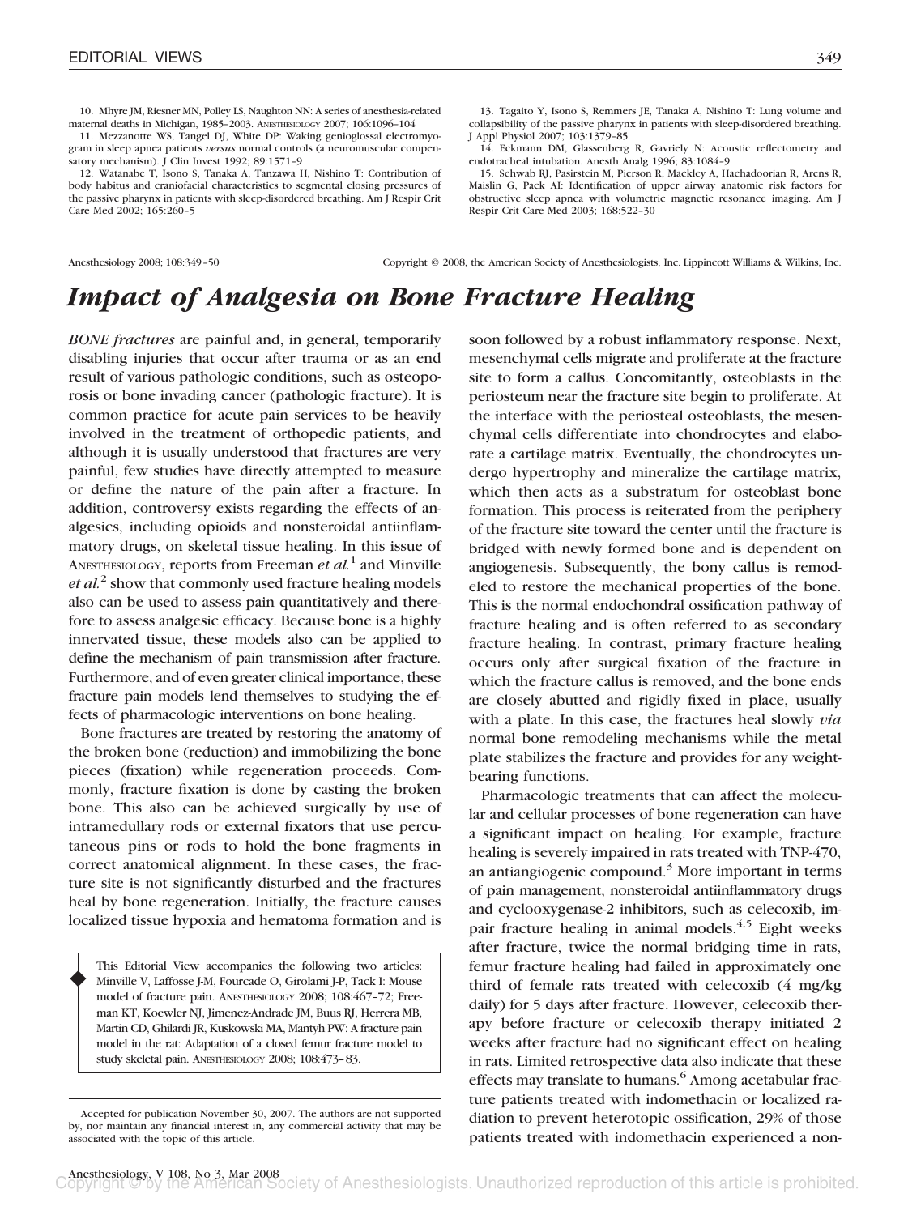10. Mhyre JM, Riesner MN, Polley LS, Naughton NN: A series of anesthesia-related maternal deaths in Michigan, 1985–2003. ANESTHESIOLOGY 2007; 106:1096–104

11. Mezzanotte WS, Tangel DJ, White DP: Waking genioglossal electromyogram in sleep apnea patients *versus* normal controls (a neuromuscular compensatory mechanism). J Clin Invest 1992; 89:1571–9

12. Watanabe T, Isono S, Tanaka A, Tanzawa H, Nishino T: Contribution of body habitus and craniofacial characteristics to segmental closing pressures of the passive pharynx in patients with sleep-disordered breathing. Am J Respir Crit Care Med 2002; 165:260–5

13. Tagaito Y, Isono S, Remmers JE, Tanaka A, Nishino T: Lung volume and collapsibility of the passive pharynx in patients with sleep-disordered breathing. J Appl Physiol 2007; 103:1379–85

14. Eckmann DM, Glassenberg R, Gavriely N: Acoustic reflectometry and endotracheal intubation. Anesth Analg 1996; 83:1084–9

15. Schwab RJ, Pasirstein M, Pierson R, Mackley A, Hachadoorian R, Arens R, Maislin G, Pack AI: Identification of upper airway anatomic risk factors for obstructive sleep apnea with volumetric magnetic resonance imaging. Am J Respir Crit Care Med 2003; 168:522–30

Anesthesiology 2008; 108:349–50 Copyright © 2008, the American Society of Anesthesiologists, Inc. Lippincott Williams & Wilkins, Inc.

# *Impact of Analgesia on Bone Fracture Healing*

*BONE fractures* are painful and, in general, temporarily disabling injuries that occur after trauma or as an end result of various pathologic conditions, such as osteoporosis or bone invading cancer (pathologic fracture). It is common practice for acute pain services to be heavily involved in the treatment of orthopedic patients, and although it is usually understood that fractures are very painful, few studies have directly attempted to measure or define the nature of the pain after a fracture. In addition, controversy exists regarding the effects of analgesics, including opioids and nonsteroidal antiinflammatory drugs, on skeletal tissue healing. In this issue of ANESTHESIOLOGY, reports from Freeman *et al.*[1] and Minville *et al.*[2] show that commonly used fracture healing models also can be used to assess pain quantitatively and therefore to assess analgesic efficacy. Because bone is a highly innervated tissue, these models also can be applied to define the mechanism of pain transmission after fracture. Furthermore, and of even greater clinical importance, these fracture pain models lend themselves to studying the effects of pharmacologic interventions on bone healing.

Bone fractures are treated by restoring the anatomy of the broken bone (reduction) and immobilizing the bone pieces (fixation) while regeneration proceeds. Commonly, fracture fixation is done by casting the broken bone. This also can be achieved surgically by use of intramedullary rods or external fixators that use percutaneous pins or rods to hold the bone fragments in correct anatomical alignment. In these cases, the fracture site is not significantly disturbed and the fractures heal by bone regeneration. Initially, the fracture causes localized tissue hypoxia and hematoma formation and is soon followed by a robust inflammatory response. Next, mesenchymal cells migrate and proliferate at the fracture site to form a callus. Concomitantly, osteoblasts in the periosteum near the fracture site begin to proliferate. At the interface with the periosteal osteoblasts, the mesenchymal cells differentiate into chondrocytes and elaborate a cartilage matrix. Eventually, the chondrocytes undergo hypertrophy and mineralize the cartilage matrix, which then acts as a substratum for osteoblast bone formation. This process is reiterated from the periphery of the fracture site toward the center until the fracture is bridged with newly formed bone and is dependent on angiogenesis. Subsequently, the bony callus is remodeled to restore the mechanical properties of the bone. This is the normal endochondral ossification pathway of fracture healing and is often referred to as secondary fracture healing. In contrast, primary fracture healing occurs only after surgical fixation of the fracture in which the fracture callus is removed, and the bone ends are closely abutted and rigidly fixed in place, usually with a plate. In this case, the fractures heal slowly *via* normal bone remodeling mechanisms while the metal plate stabilizes the fracture and provides for any weight-bearing functions.

> This Editorial View accompanies the following two articles: Minville V, Laffosse J-M, Fourcade O, Girolami J-P, Tack I: Mouse model of fracture pain. ANESTHESIOLOGY 2008; 108:467–72; Freeman KT, Koewler NJ, Jimenez-Andrade JM, Buus RJ, Herrera MB, Martin CD, Ghilardi JR, Kuskowski MA, Mantyh PW: A fracture pain model in the rat: Adaptation of a closed femur fracture model to study skeletal pain. ANESTHESIOLOGY 2008; 108:473–83.

Accepted for publication November 30, 2007. The authors are not supported by, nor maintain any financial interest in, any commercial activity that may be associated with the topic of this article.

Pharmacologic treatments that can affect the molecular and cellular processes of bone regeneration can have a significant impact on healing. For example, fracture healing is severely impaired in rats treated with TNP-470, an antiangiogenic compound.[3] More important in terms of pain management, nonsteroidal antiinflammatory drugs and cyclooxygenase-2 inhibitors, such as celecoxib, impair fracture healing in animal models.[4,5] Eight weeks after fracture, twice the normal bridging time in rats, femur fracture healing had failed in approximately one third of female rats treated with celecoxib (4 mg/kg daily) for 5 days after fracture. However, celecoxib therapy before fracture or celecoxib therapy initiated 2 weeks after fracture had no significant effect on healing in rats. Limited retrospective data also indicate that these effects may translate to humans.[6] Among acetabular fracture patients treated with indomethacin or localized radiation to prevent heterotopic ossification, 29% of those patients treated with indomethacin experienced a non-